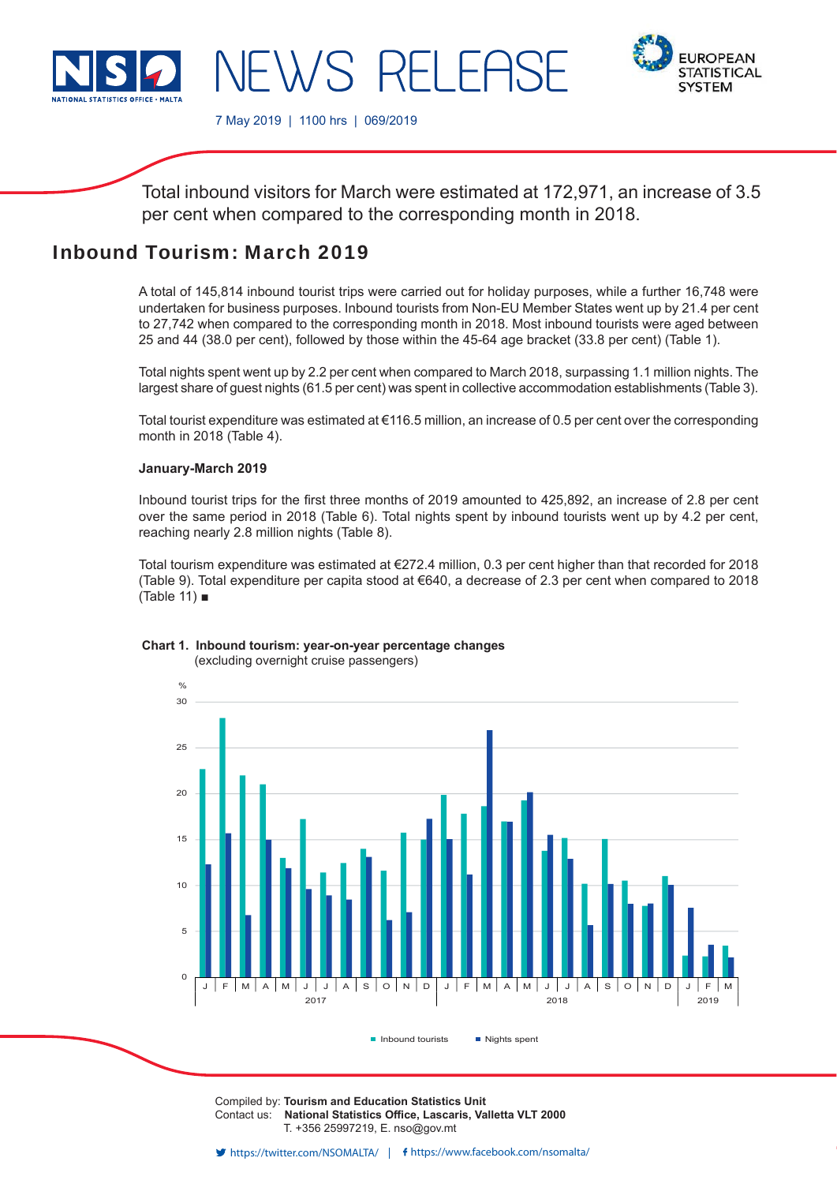NEWS RELEASE

7 May 2019 | 1100 hrs | 069/2019

Total inbound visitors for March were estimated at 172,971, an increase of 3.5 per cent when compared to the corresponding month in 2018.

# Inbound Tourism: March 2019

A total of 145,814 inbound tourist trips were carried out for holiday purposes, while a further 16,748 were undertaken for business purposes. Inbound tourists from Non-EU Member States went up by 21.4 per cent to 27,742 when compared to the corresponding month in 2018. Most inbound tourists were aged between 25 and 44 (38.0 per cent), followed by those within the 45-64 age bracket (33.8 per cent) (Table 1).

Total nights spent went up by 2.2 per cent when compared to March 2018, surpassing 1.1 million nights. The largest share of guest nights (61.5 per cent) was spent in collective accommodation establishments (Table 3).

Total tourist expenditure was estimated at €116.5 million, an increase of 0.5 per cent over the corresponding month in 2018 (Table 4).

**January-March 2019**

Inbound tourist trips for the first three months of 2019 amounted to 425,892, an increase of 2.8 per cent over the same period in 2018 (Table 6). Total nights spent by inbound tourists went up by 4.2 per cent, reaching nearly 2.8 million nights (Table 8).

Total tourism expenditure was estimated at €272.4 million, 0.3 per cent higher than that recorded for 2018 (Table 9). Total expenditure per capita stood at €640, a decrease of 2.3 per cent when compared to 2018 (Table 11) ■

**Chart 1. Inbound tourism: year-on-year percentage changes**
(excluding overnight cruise passengers)

Compiled by: **Tourism and Education Statistics Unit**
Contact us: **National Statistics Office, Lascaris, Valletta VLT 2000**
T. +356 25997219, E. nso@gov.mt

https://twitter.com/NSOMALTA/ | https://www.facebook.com/nsomalta/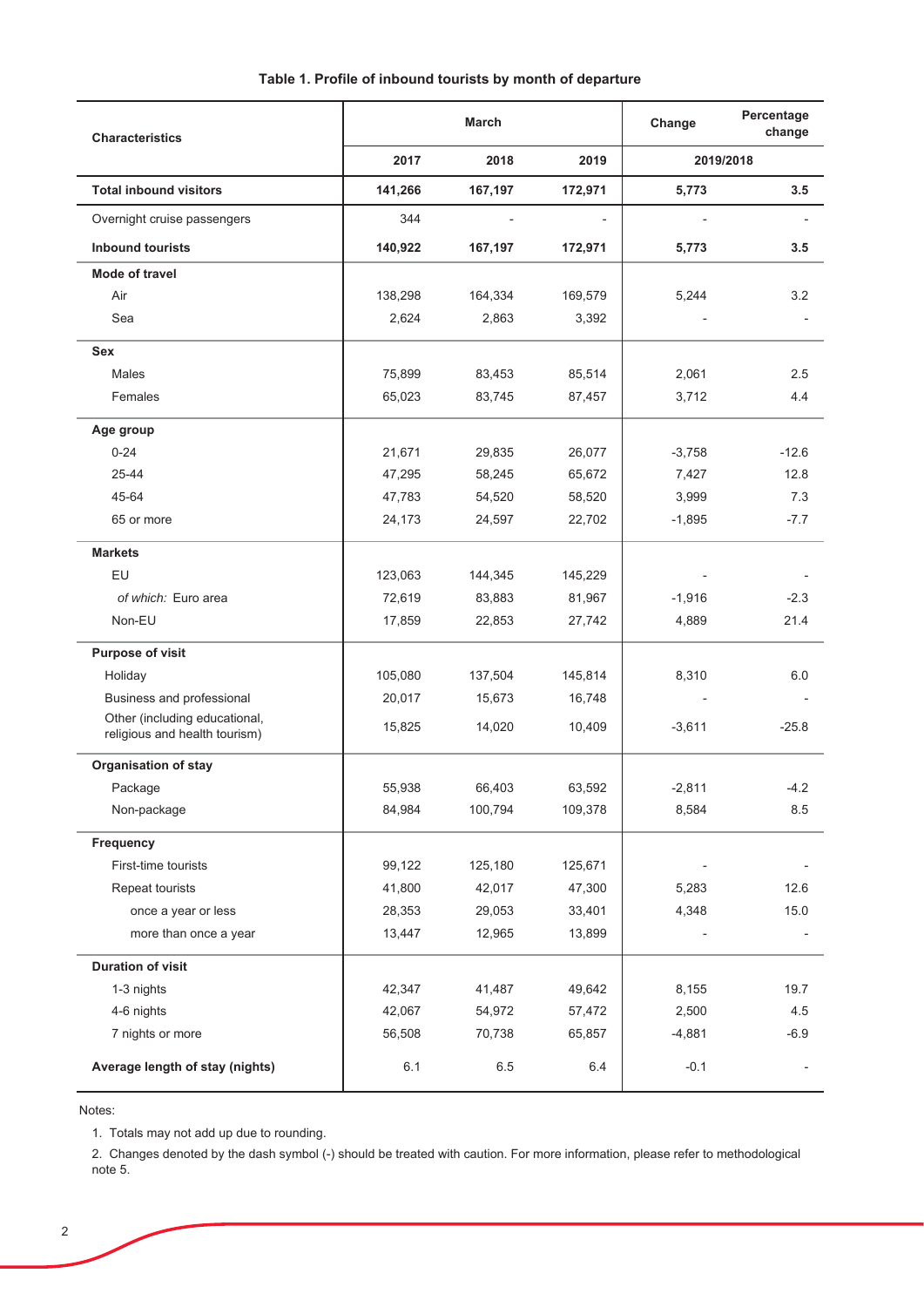**Table 1. Profile of inbound tourists by month of departure**

| Characteristics | March | | | Change | Percentage change |
|---|---|---|---|---|---|
| | 2017 | 2018 | 2019 | 2019/2018 | |
| **Total inbound visitors** | **141,266** | **167,197** | **172,971** | **5,773** | **3.5** |
| Overnight cruise passengers | 344 | - | - | - | - |
| **Inbound tourists** | **140,922** | **167,197** | **172,971** | **5,773** | **3.5** |
| **Mode of travel** | | | | | |
| Air | 138,298 | 164,334 | 169,579 | 5,244 | 3.2 |
| Sea | 2,624 | 2,863 | 3,392 | - | - |
| **Sex** | | | | | |
| Males | 75,899 | 83,453 | 85,514 | 2,061 | 2.5 |
| Females | 65,023 | 83,745 | 87,457 | 3,712 | 4.4 |
| **Age group** | | | | | |
| 0-24 | 21,671 | 29,835 | 26,077 | -3,758 | -12.6 |
| 25-44 | 47,295 | 58,245 | 65,672 | 7,427 | 12.8 |
| 45-64 | 47,783 | 54,520 | 58,520 | 3,999 | 7.3 |
| 65 or more | 24,173 | 24,597 | 22,702 | -1,895 | -7.7 |
| **Markets** | | | | | |
| EU | 123,063 | 144,345 | 145,229 | - | - |
| *of which:* Euro area | 72,619 | 83,883 | 81,967 | -1,916 | -2.3 |
| Non-EU | 17,859 | 22,853 | 27,742 | 4,889 | 21.4 |
| **Purpose of visit** | | | | | |
| Holiday | 105,080 | 137,504 | 145,814 | 8,310 | 6.0 |
| Business and professional | 20,017 | 15,673 | 16,748 | - | - |
| Other (including educational, religious and health tourism) | 15,825 | 14,020 | 10,409 | -3,611 | -25.8 |
| **Organisation of stay** | | | | | |
| Package | 55,938 | 66,403 | 63,592 | -2,811 | -4.2 |
| Non-package | 84,984 | 100,794 | 109,378 | 8,584 | 8.5 |
| **Frequency** | | | | | |
| First-time tourists | 99,122 | 125,180 | 125,671 | - | - |
| Repeat tourists | 41,800 | 42,017 | 47,300 | 5,283 | 12.6 |
| once a year or less | 28,353 | 29,053 | 33,401 | 4,348 | 15.0 |
| more than once a year | 13,447 | 12,965 | 13,899 | - | - |
| **Duration of visit** | | | | | |
| 1-3 nights | 42,347 | 41,487 | 49,642 | 8,155 | 19.7 |
| 4-6 nights | 42,067 | 54,972 | 57,472 | 2,500 | 4.5 |
| 7 nights or more | 56,508 | 70,738 | 65,857 | -4,881 | -6.9 |
| **Average length of stay (nights)** | 6.1 | 6.5 | 6.4 | -0.1 | - |

Notes:

1. Totals may not add up due to rounding.
2. Changes denoted by the dash symbol (-) should be treated with caution. For more information, please refer to methodological note 5.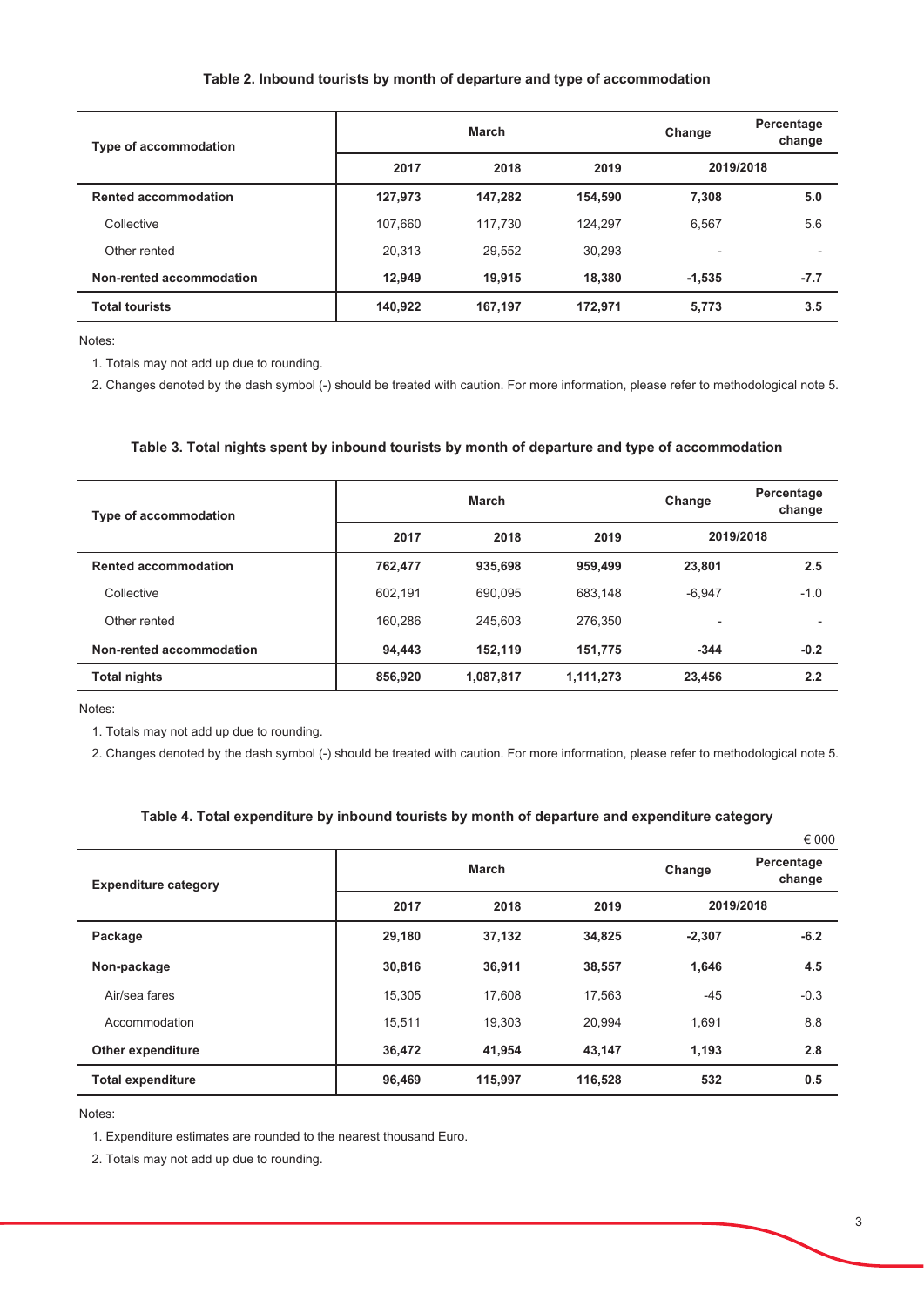#### Table 2. Inbound tourists by month of departure and type of accommodation

| Type of accommodation | March | | | Change | Percentage change |
|---|---|---|---|---|---|
| | 2017 | 2018 | 2019 | 2019/2018 | |
| **Rented accommodation** | **127,973** | **147,282** | **154,590** | **7,308** | **5.0** |
| Collective | 107,660 | 117,730 | 124,297 | 6,567 | 5.6 |
| Other rented | 20,313 | 29,552 | 30,293 | - | - |
| **Non-rented accommodation** | **12,949** | **19,915** | **18,380** | **-1,535** | **-7.7** |
| **Total tourists** | **140,922** | **167,197** | **172,971** | **5,773** | **3.5** |

Notes:

1. Totals may not add up due to rounding.
2. Changes denoted by the dash symbol (-) should be treated with caution. For more information, please refer to methodological note 5.

#### Table 3. Total nights spent by inbound tourists by month of departure and type of accommodation

| Type of accommodation | March | | | Change | Percentage change |
|---|---|---|---|---|---|
| | 2017 | 2018 | 2019 | 2019/2018 | |
| **Rented accommodation** | **762,477** | **935,698** | **959,499** | **23,801** | **2.5** |
| Collective | 602,191 | 690,095 | 683,148 | -6,947 | -1.0 |
| Other rented | 160,286 | 245,603 | 276,350 | - | - |
| **Non-rented accommodation** | **94,443** | **152,119** | **151,775** | **-344** | **-0.2** |
| **Total nights** | **856,920** | **1,087,817** | **1,111,273** | **23,456** | **2.2** |

Notes:

1. Totals may not add up due to rounding.
2. Changes denoted by the dash symbol (-) should be treated with caution. For more information, please refer to methodological note 5.

#### Table 4. Total expenditure by inbound tourists by month of departure and expenditure category

€ 000

| Expenditure category | March | | | Change | Percentage change |
|---|---|---|---|---|---|
| | 2017 | 2018 | 2019 | 2019/2018 | |
| **Package** | **29,180** | **37,132** | **34,825** | **-2,307** | **-6.2** |
| **Non-package** | **30,816** | **36,911** | **38,557** | **1,646** | **4.5** |
| Air/sea fares | 15,305 | 17,608 | 17,563 | -45 | -0.3 |
| Accommodation | 15,511 | 19,303 | 20,994 | 1,691 | 8.8 |
| **Other expenditure** | **36,472** | **41,954** | **43,147** | **1,193** | **2.8** |
| **Total expenditure** | **96,469** | **115,997** | **116,528** | **532** | **0.5** |

Notes:

1. Expenditure estimates are rounded to the nearest thousand Euro.
2. Totals may not add up due to rounding.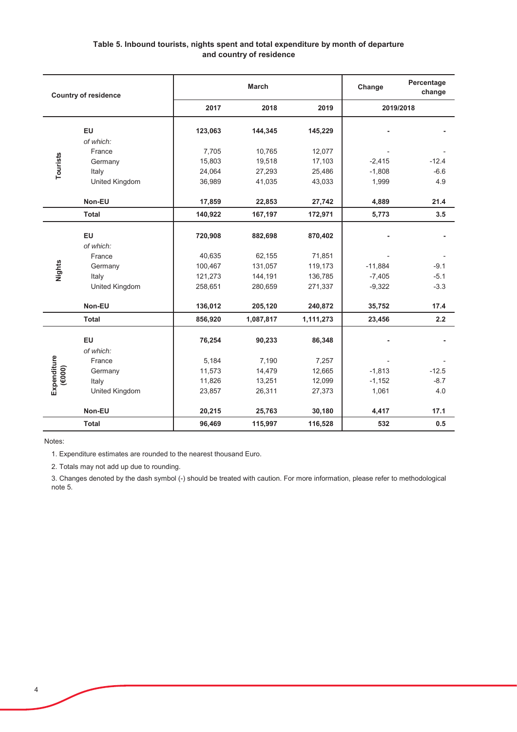**Table 5. Inbound tourists, nights spent and total expenditure by month of departure and country of residence**

| | Country of residence | March | | | Change | Percentage change |
|---|---|---|---|---|---|---|
| | | 2017 | 2018 | 2019 | 2019/2018 | |
| **Tourists** | **EU** | **123,063** | **144,345** | **145,229** | **-** | **-** |
| | *of which:* | | | | | |
| | France | 7,705 | 10,765 | 12,077 | - | - |
| | Germany | 15,803 | 19,518 | 17,103 | -2,415 | -12.4 |
| | Italy | 24,064 | 27,293 | 25,486 | -1,808 | -6.6 |
| | United Kingdom | 36,989 | 41,035 | 43,033 | 1,999 | 4.9 |
| | **Non-EU** | **17,859** | **22,853** | **27,742** | **4,889** | **21.4** |
| | **Total** | **140,922** | **167,197** | **172,971** | **5,773** | **3.5** |
| **Nights** | **EU** | **720,908** | **882,698** | **870,402** | **-** | **-** |
| | *of which:* | | | | | |
| | France | 40,635 | 62,155 | 71,851 | - | - |
| | Germany | 100,467 | 131,057 | 119,173 | -11,884 | -9.1 |
| | Italy | 121,273 | 144,191 | 136,785 | -7,405 | -5.1 |
| | United Kingdom | 258,651 | 280,659 | 271,337 | -9,322 | -3.3 |
| | **Non-EU** | **136,012** | **205,120** | **240,872** | **35,752** | **17.4** |
| | **Total** | **856,920** | **1,087,817** | **1,111,273** | **23,456** | **2.2** |
| **Expenditure (€000)** | **EU** | **76,254** | **90,233** | **86,348** | **-** | **-** |
| | *of which:* | | | | | |
| | France | 5,184 | 7,190 | 7,257 | - | - |
| | Germany | 11,573 | 14,479 | 12,665 | -1,813 | -12.5 |
| | Italy | 11,826 | 13,251 | 12,099 | -1,152 | -8.7 |
| | United Kingdom | 23,857 | 26,311 | 27,373 | 1,061 | 4.0 |
| | **Non-EU** | **20,215** | **25,763** | **30,180** | **4,417** | **17.1** |
| | **Total** | **96,469** | **115,997** | **116,528** | **532** | **0.5** |

Notes:

1. Expenditure estimates are rounded to the nearest thousand Euro.
2. Totals may not add up due to rounding.
3. Changes denoted by the dash symbol (-) should be treated with caution. For more information, please refer to methodological note 5.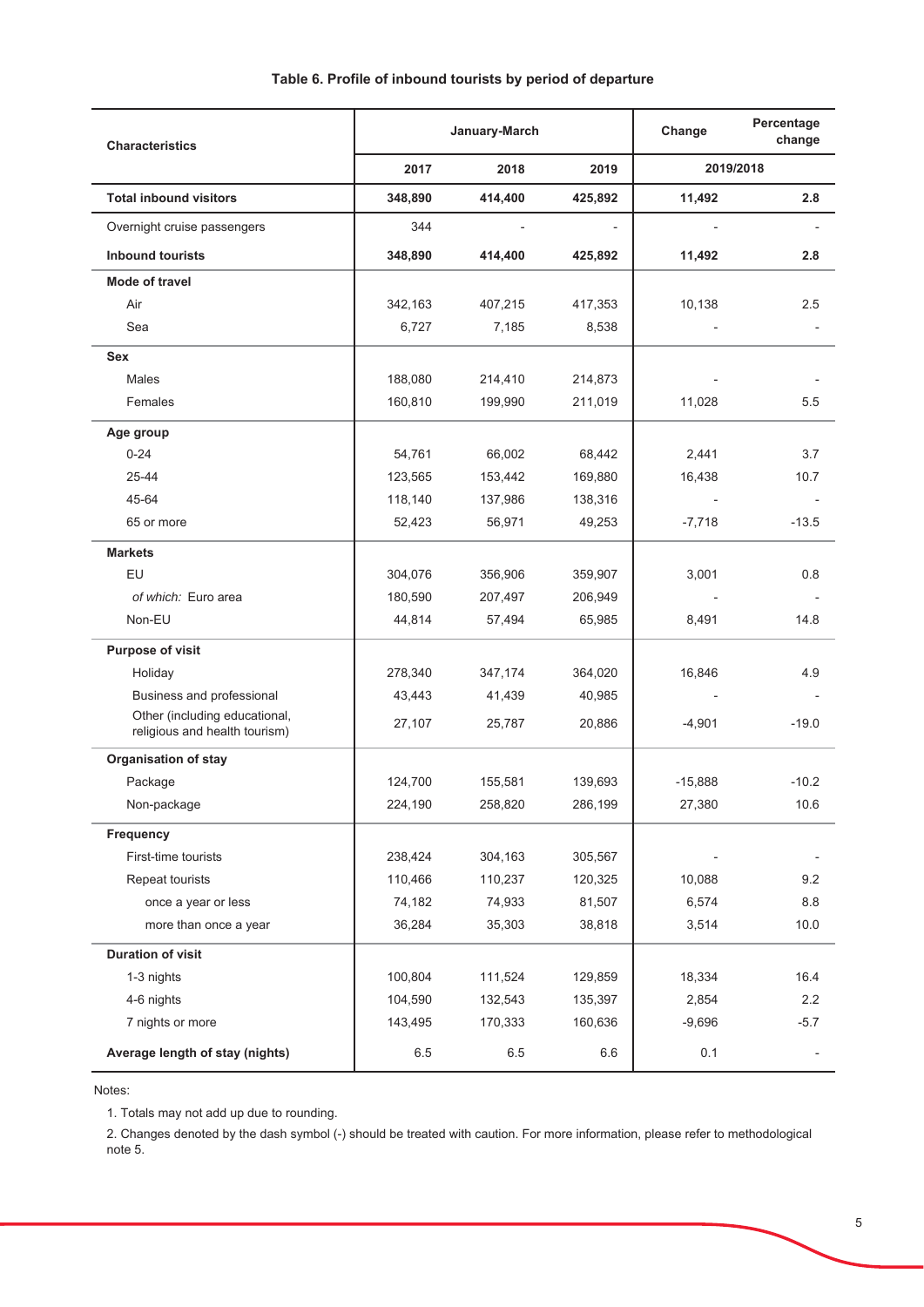**Table 6. Profile of inbound tourists by period of departure**

| Characteristics | January-March | | | Change | Percentage change |
|---|---|---|---|---|---|
| | 2017 | 2018 | 2019 | 2019/2018 | |
| **Total inbound visitors** | **348,890** | **414,400** | **425,892** | **11,492** | **2.8** |
| Overnight cruise passengers | 344 | - | - | - | - |
| **Inbound tourists** | **348,890** | **414,400** | **425,892** | **11,492** | **2.8** |
| **Mode of travel** | | | | | |
| Air | 342,163 | 407,215 | 417,353 | 10,138 | 2.5 |
| Sea | 6,727 | 7,185 | 8,538 | - | - |
| **Sex** | | | | | |
| Males | 188,080 | 214,410 | 214,873 | - | - |
| Females | 160,810 | 199,990 | 211,019 | 11,028 | 5.5 |
| **Age group** | | | | | |
| 0-24 | 54,761 | 66,002 | 68,442 | 2,441 | 3.7 |
| 25-44 | 123,565 | 153,442 | 169,880 | 16,438 | 10.7 |
| 45-64 | 118,140 | 137,986 | 138,316 | - | - |
| 65 or more | 52,423 | 56,971 | 49,253 | -7,718 | -13.5 |
| **Markets** | | | | | |
| EU | 304,076 | 356,906 | 359,907 | 3,001 | 0.8 |
| *of which:* Euro area | 180,590 | 207,497 | 206,949 | - | - |
| Non-EU | 44,814 | 57,494 | 65,985 | 8,491 | 14.8 |
| **Purpose of visit** | | | | | |
| Holiday | 278,340 | 347,174 | 364,020 | 16,846 | 4.9 |
| Business and professional | 43,443 | 41,439 | 40,985 | - | - |
| Other (including educational, religious and health tourism) | 27,107 | 25,787 | 20,886 | -4,901 | -19.0 |
| **Organisation of stay** | | | | | |
| Package | 124,700 | 155,581 | 139,693 | -15,888 | -10.2 |
| Non-package | 224,190 | 258,820 | 286,199 | 27,380 | 10.6 |
| **Frequency** | | | | | |
| First-time tourists | 238,424 | 304,163 | 305,567 | - | - |
| Repeat tourists | 110,466 | 110,237 | 120,325 | 10,088 | 9.2 |
| once a year or less | 74,182 | 74,933 | 81,507 | 6,574 | 8.8 |
| more than once a year | 36,284 | 35,303 | 38,818 | 3,514 | 10.0 |
| **Duration of visit** | | | | | |
| 1-3 nights | 100,804 | 111,524 | 129,859 | 18,334 | 16.4 |
| 4-6 nights | 104,590 | 132,543 | 135,397 | 2,854 | 2.2 |
| 7 nights or more | 143,495 | 170,333 | 160,636 | -9,696 | -5.7 |
| **Average length of stay (nights)** | 6.5 | 6.5 | 6.6 | 0.1 | - |

Notes:

1. Totals may not add up due to rounding.

2. Changes denoted by the dash symbol (-) should be treated with caution. For more information, please refer to methodological note 5.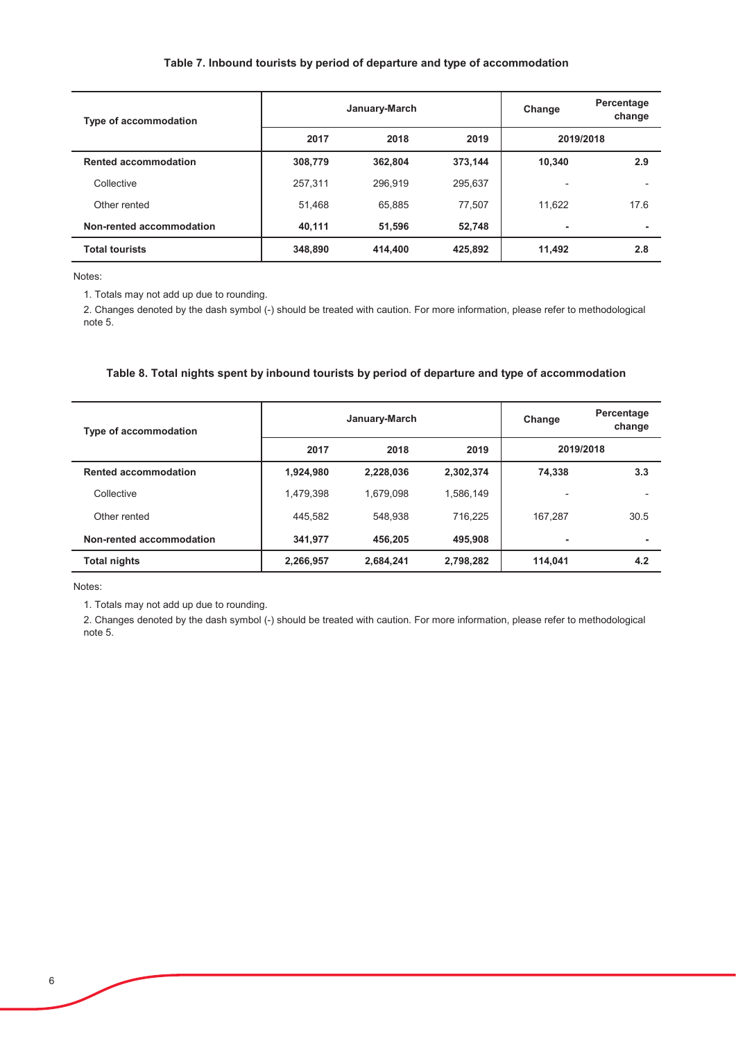### Table 7. Inbound tourists by period of departure and type of accommodation

| Type of accommodation | January-March | | | Change | Percentage change |
|---|---|---|---|---|---|
| | 2017 | 2018 | 2019 | 2019/2018 | |
| **Rented accommodation** | **308,779** | **362,804** | **373,144** | **10,340** | **2.9** |
| Collective | 257,311 | 296,919 | 295,637 | - | - |
| Other rented | 51,468 | 65,885 | 77,507 | 11,622 | 17.6 |
| **Non-rented accommodation** | **40,111** | **51,596** | **52,748** | **-** | **-** |
| **Total tourists** | **348,890** | **414,400** | **425,892** | **11,492** | **2.8** |

Notes:

1. Totals may not add up due to rounding.
2. Changes denoted by the dash symbol (-) should be treated with caution. For more information, please refer to methodological note 5.

### Table 8. Total nights spent by inbound tourists by period of departure and type of accommodation

| Type of accommodation | January-March | | | Change | Percentage change |
|---|---|---|---|---|---|
| | 2017 | 2018 | 2019 | 2019/2018 | |
| **Rented accommodation** | **1,924,980** | **2,228,036** | **2,302,374** | **74,338** | **3.3** |
| Collective | 1,479,398 | 1,679,098 | 1,586,149 | - | - |
| Other rented | 445,582 | 548,938 | 716,225 | 167,287 | 30.5 |
| **Non-rented accommodation** | **341,977** | **456,205** | **495,908** | **-** | **-** |
| **Total nights** | **2,266,957** | **2,684,241** | **2,798,282** | **114,041** | **4.2** |

Notes:

1. Totals may not add up due to rounding.
2. Changes denoted by the dash symbol (-) should be treated with caution. For more information, please refer to methodological note 5.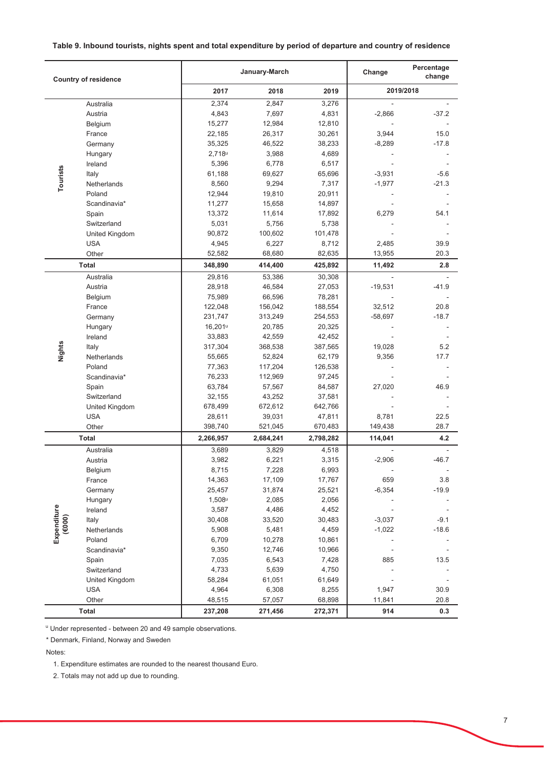**Table 9. Inbound tourists, nights spent and total expenditure by period of departure and country of residence**

| | Country of residence | January-March | | | Change | Percentage change |
|---|---|---|---|---|---|---|
| | | 2017 | 2018 | 2019 | 2019/2018 | |
| Tourists | Australia | 2,374 | 2,847 | 3,276 | - | - |
| | Austria | 4,843 | 7,697 | 4,831 | -2,866 | -37.2 |
| | Belgium | 15,277 | 12,984 | 12,810 | - | - |
| | France | 22,185 | 26,317 | 30,261 | 3,944 | 15.0 |
| | Germany | 35,325 | 46,522 | 38,233 | -8,289 | -17.8 |
| | Hungary | 2,718[u] | 3,988 | 4,689 | - | - |
| | Ireland | 5,396 | 6,778 | 6,517 | - | - |
| | Italy | 61,188 | 69,627 | 65,696 | -3,931 | -5.6 |
| | Netherlands | 8,560 | 9,294 | 7,317 | -1,977 | -21.3 |
| | Poland | 12,944 | 19,810 | 20,911 | - | - |
| | Scandinavia* | 11,277 | 15,658 | 14,897 | - | - |
| | Spain | 13,372 | 11,614 | 17,892 | 6,279 | 54.1 |
| | Switzerland | 5,031 | 5,756 | 5,738 | - | - |
| | United Kingdom | 90,872 | 100,602 | 101,478 | - | - |
| | USA | 4,945 | 6,227 | 8,712 | 2,485 | 39.9 |
| | Other | 52,582 | 68,680 | 82,635 | 13,955 | 20.3 |
| **Total** | | **348,890** | **414,400** | **425,892** | **11,492** | **2.8** |
| Nights | Australia | 29,816 | 53,386 | 30,308 | - | - |
| | Austria | 28,918 | 46,584 | 27,053 | -19,531 | -41.9 |
| | Belgium | 75,989 | 66,596 | 78,281 | - | - |
| | France | 122,048 | 156,042 | 188,554 | 32,512 | 20.8 |
| | Germany | 231,747 | 313,249 | 254,553 | -58,697 | -18.7 |
| | Hungary | 16,201[u] | 20,785 | 20,325 | - | - |
| | Ireland | 33,883 | 42,559 | 42,452 | - | - |
| | Italy | 317,304 | 368,538 | 387,565 | 19,028 | 5.2 |
| | Netherlands | 55,665 | 52,824 | 62,179 | 9,356 | 17.7 |
| | Poland | 77,363 | 117,204 | 126,538 | - | - |
| | Scandinavia* | 76,233 | 112,969 | 97,245 | - | - |
| | Spain | 63,784 | 57,567 | 84,587 | 27,020 | 46.9 |
| | Switzerland | 32,155 | 43,252 | 37,581 | - | - |
| | United Kingdom | 678,499 | 672,612 | 642,766 | - | - |
| | USA | 28,611 | 39,031 | 47,811 | 8,781 | 22.5 |
| | Other | 398,740 | 521,045 | 670,483 | 149,438 | 28.7 |
| **Total** | | **2,266,957** | **2,684,241** | **2,798,282** | **114,041** | **4.2** |
| Expenditure (€000) | Australia | 3,689 | 3,829 | 4,518 | - | - |
| | Austria | 3,982 | 6,221 | 3,315 | -2,906 | -46.7 |
| | Belgium | 8,715 | 7,228 | 6,993 | - | - |
| | France | 14,363 | 17,109 | 17,767 | 659 | 3.8 |
| | Germany | 25,457 | 31,874 | 25,521 | -6,354 | -19.9 |
| | Hungary | 1,508[u] | 2,085 | 2,056 | - | - |
| | Ireland | 3,587 | 4,486 | 4,452 | - | - |
| | Italy | 30,408 | 33,520 | 30,483 | -3,037 | -9.1 |
| | Netherlands | 5,908 | 5,481 | 4,459 | -1,022 | -18.6 |
| | Poland | 6,709 | 10,278 | 10,861 | - | - |
| | Scandinavia* | 9,350 | 12,746 | 10,966 | - | - |
| | Spain | 7,035 | 6,543 | 7,428 | 885 | 13.5 |
| | Switzerland | 4,733 | 5,639 | 4,750 | - | - |
| | United Kingdom | 58,284 | 61,051 | 61,649 | - | - |
| | USA | 4,964 | 6,308 | 8,255 | 1,947 | 30.9 |
| | Other | 48,515 | 57,057 | 68,898 | 11,841 | 20.8 |
| **Total** | | **237,208** | **271,456** | **272,371** | **914** | **0.3** |

[u] Under represented - between 20 and 49 sample observations.

\* Denmark, Finland, Norway and Sweden

Notes:

1. Expenditure estimates are rounded to the nearest thousand Euro.
2. Totals may not add up due to rounding.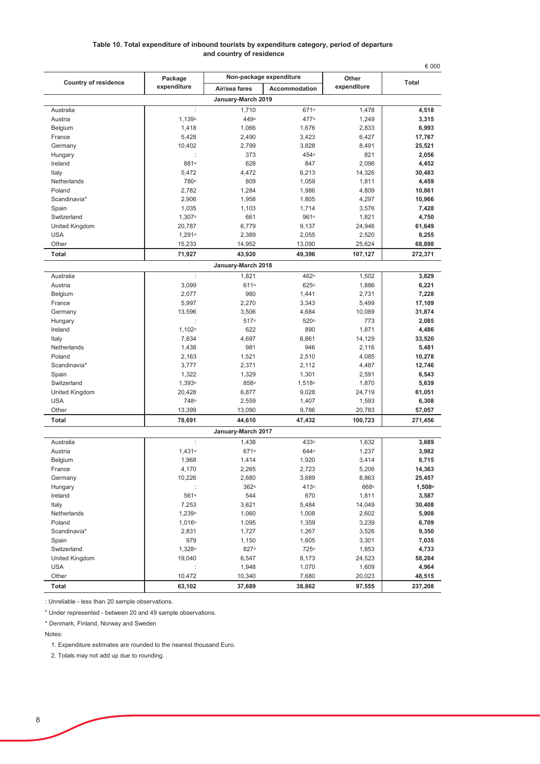**Table 10. Total expenditure of inbound tourists by expenditure category, period of departure and country of residence**

€ 000

| Country of residence | Package expenditure | Non-package expenditure | | Other expenditure | Total |
|---|---|---|---|---|---|
| | | Air/sea fares | Accommodation | | |
| **January-March 2019** | | | | | |
| Australia | : | 1,710 | 671ᵘ | 1,478 | **4,518** |
| Austria | 1,139ᵘ | 449ᵘ | 477ᵘ | 1,249 | **3,315** |
| Belgium | 1,418 | 1,066 | 1,676 | 2,833 | **6,993** |
| France | 5,428 | 2,490 | 3,423 | 6,427 | **17,767** |
| Germany | 10,402 | 2,799 | 3,828 | 8,491 | **25,521** |
| Hungary | : | 373 | 454ᵘ | 821 | **2,056** |
| Ireland | 881ᵘ | 628 | 847 | 2,096 | **4,452** |
| Italy | 5,472 | 4,472 | 6,213 | 14,326 | **30,483** |
| Netherlands | 780ᵘ | 809 | 1,059 | 1,811 | **4,459** |
| Poland | 2,782 | 1,284 | 1,986 | 4,809 | **10,861** |
| Scandinavia* | 2,906 | 1,958 | 1,805 | 4,297 | **10,966** |
| Spain | 1,035 | 1,103 | 1,714 | 3,576 | **7,428** |
| Switzerland | 1,307ᵘ | 661 | 961ᵘ | 1,821 | **4,750** |
| United Kingdom | 20,787 | 6,779 | 9,137 | 24,946 | **61,649** |
| USA | 1,291ᵘ | 2,389 | 2,055 | 2,520 | **8,255** |
| Other | 15,233 | 14,952 | 13,090 | 25,624 | **68,898** |
| **Total** | **71,927** | **43,920** | **49,396** | **107,127** | **272,371** |
| **January-March 2018** | | | | | |
| Australia | : | 1,821 | 462ᵘ | 1,502 | **3,829** |
| Austria | 3,099 | 611ᵘ | 625ᵘ | 1,886 | **6,221** |
| Belgium | 2,077 | 980 | 1,441 | 2,731 | **7,228** |
| France | 5,997 | 2,270 | 3,343 | 5,499 | **17,109** |
| Germany | 13,596 | 3,506 | 4,684 | 10,089 | **31,874** |
| Hungary | : | 517ᵘ | 520ᵘ | 773 | **2,085** |
| Ireland | 1,102ᵘ | 622 | 890 | 1,871 | **4,486** |
| Italy | 7,834 | 4,697 | 6,861 | 14,129 | **33,520** |
| Netherlands | 1,438 | 981 | 946 | 2,116 | **5,481** |
| Poland | 2,163 | 1,521 | 2,510 | 4,085 | **10,278** |
| Scandinavia* | 3,777 | 2,371 | 2,112 | 4,487 | **12,746** |
| Spain | 1,322 | 1,329 | 1,301 | 2,591 | **6,543** |
| Switzerland | 1,393ᵘ | 858ᵘ | 1,518ᵘ | 1,870 | **5,639** |
| United Kingdom | 20,428 | 6,877 | 9,028 | 24,719 | **61,051** |
| USA | 748ᵘ | 2,559 | 1,407 | 1,593 | **6,308** |
| Other | 13,399 | 13,090 | 9,786 | 20,783 | **57,057** |
| **Total** | **78,691** | **44,610** | **47,432** | **100,723** | **271,456** |
| **January-March 2017** | | | | | |
| Australia | : | 1,438 | 433ᵘ | 1,632 | **3,689** |
| Austria | 1,431ᵘ | 671ᵘ | 644ᵘ | 1,237 | **3,982** |
| Belgium | 1,968 | 1,414 | 1,920 | 3,414 | **8,715** |
| France | 4,170 | 2,265 | 2,723 | 5,206 | **14,363** |
| Germany | 10,226 | 2,680 | 3,689 | 8,863 | **25,457** |
| Hungary | : | 362ᵘ | 413ᵘ | 668ᵘ | **1,508ᵘ** |
| Ireland | 561ᵘ | 544 | 670 | 1,811 | **3,587** |
| Italy | 7,253 | 3,621 | 5,484 | 14,049 | **30,408** |
| Netherlands | 1,239ᵘ | 1,060 | 1,008 | 2,602 | **5,908** |
| Poland | 1,016ᵘ | 1,095 | 1,359 | 3,239 | **6,709** |
| Scandinavia* | 2,831 | 1,727 | 1,267 | 3,526 | **9,350** |
| Spain | 979 | 1,150 | 1,605 | 3,301 | **7,035** |
| Switzerland | 1,328ᵘ | 827ᵘ | 725ᵘ | 1,853 | **4,733** |
| United Kingdom | 19,040 | 6,547 | 8,173 | 24,523 | **58,284** |
| USA | : | 1,948 | 1,070 | 1,609 | **4,964** |
| Other | 10,472 | 10,340 | 7,680 | 20,023 | **48,515** |
| **Total** | **63,102** | **37,689** | **38,862** | **97,555** | **237,208** |

: Unreliable - less than 20 sample observations.

ᵘ Under represented - between 20 and 49 sample observations.

\* Denmark, Finland, Norway and Sweden

Notes:

1. Expenditure estimates are rounded to the nearest thousand Euro.
2. Totals may not add up due to rounding.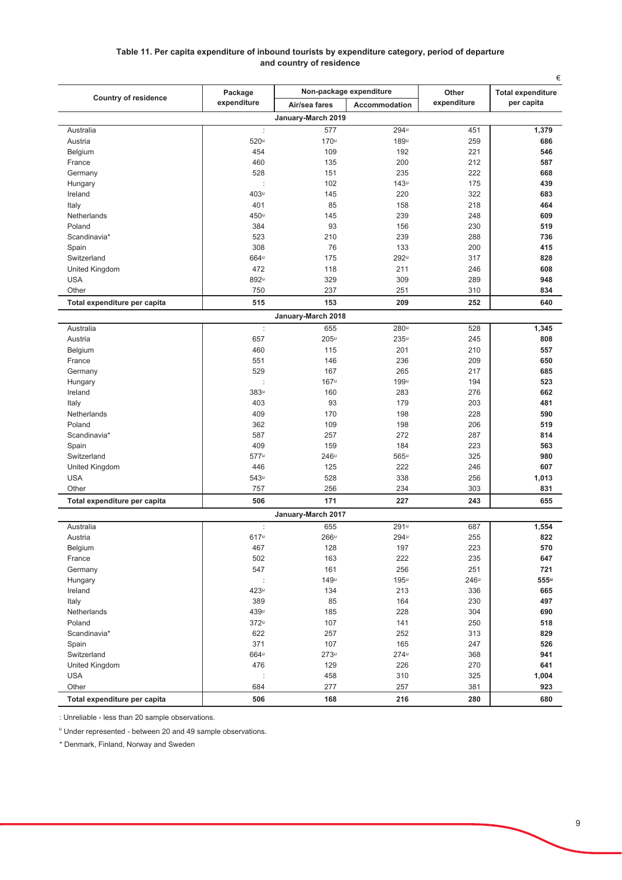**Table 11. Per capita expenditure of inbound tourists by expenditure category, period of departure and country of residence**

€

| Country of residence | Package expenditure | Non-package expenditure | | Other expenditure | Total expenditure per capita |
|---|---|---|---|---|---|
| | | Air/sea fares | Accommodation | | |
| **January-March 2019** | | | | | |
| Australia | : | 577 | 294u | 451 | **1,379** |
| Austria | 520u | 170u | 189u | 259 | **686** |
| Belgium | 454 | 109 | 192 | 221 | **546** |
| France | 460 | 135 | 200 | 212 | **587** |
| Germany | 528 | 151 | 235 | 222 | **668** |
| Hungary | : | 102 | 143u | 175 | **439** |
| Ireland | 403u | 145 | 220 | 322 | **683** |
| Italy | 401 | 85 | 158 | 218 | **464** |
| Netherlands | 450u | 145 | 239 | 248 | **609** |
| Poland | 384 | 93 | 156 | 230 | **519** |
| Scandinavia* | 523 | 210 | 239 | 288 | **736** |
| Spain | 308 | 76 | 133 | 200 | **415** |
| Switzerland | 664u | 175 | 292u | 317 | **828** |
| United Kingdom | 472 | 118 | 211 | 246 | **608** |
| USA | 892u | 329 | 309 | 289 | **948** |
| Other | 750 | 237 | 251 | 310 | **834** |
| **Total expenditure per capita** | **515** | **153** | **209** | **252** | **640** |
| **January-March 2018** | | | | | |
| Australia | : | 655 | 280u | 528 | **1,345** |
| Austria | 657 | 205u | 235u | 245 | **808** |
| Belgium | 460 | 115 | 201 | 210 | **557** |
| France | 551 | 146 | 236 | 209 | **650** |
| Germany | 529 | 167 | 265 | 217 | **685** |
| Hungary | : | 167u | 199u | 194 | **523** |
| Ireland | 383u | 160 | 283 | 276 | **662** |
| Italy | 403 | 93 | 179 | 203 | **481** |
| Netherlands | 409 | 170 | 198 | 228 | **590** |
| Poland | 362 | 109 | 198 | 206 | **519** |
| Scandinavia* | 587 | 257 | 272 | 287 | **814** |
| Spain | 409 | 159 | 184 | 223 | **563** |
| Switzerland | 577u | 246u | 565u | 325 | **980** |
| United Kingdom | 446 | 125 | 222 | 246 | **607** |
| USA | 543u | 528 | 338 | 256 | **1,013** |
| Other | 757 | 256 | 234 | 303 | **831** |
| **Total expenditure per capita** | **506** | **171** | **227** | **243** | **655** |
| **January-March 2017** | | | | | |
| Australia | : | 655 | 291u | 687 | **1,554** |
| Austria | 617u | 266u | 294u | 255 | **822** |
| Belgium | 467 | 128 | 197 | 223 | **570** |
| France | 502 | 163 | 222 | 235 | **647** |
| Germany | 547 | 161 | 256 | 251 | **721** |
| Hungary | : | 149u | 195u | 246u | **555u** |
| Ireland | 423u | 134 | 213 | 336 | **665** |
| Italy | 389 | 85 | 164 | 230 | **497** |
| Netherlands | 439u | 185 | 228 | 304 | **690** |
| Poland | 372u | 107 | 141 | 250 | **518** |
| Scandinavia* | 622 | 257 | 252 | 313 | **829** |
| Spain | 371 | 107 | 165 | 247 | **526** |
| Switzerland | 664u | 273u | 274u | 368 | **941** |
| United Kingdom | 476 | 129 | 226 | 270 | **641** |
| USA | : | 458 | 310 | 325 | **1,004** |
| Other | 684 | 277 | 257 | 381 | **923** |
| **Total expenditure per capita** | **506** | **168** | **216** | **280** | **680** |

: Unreliable - less than 20 sample observations.

u Under represented - between 20 and 49 sample observations.

\* Denmark, Finland, Norway and Sweden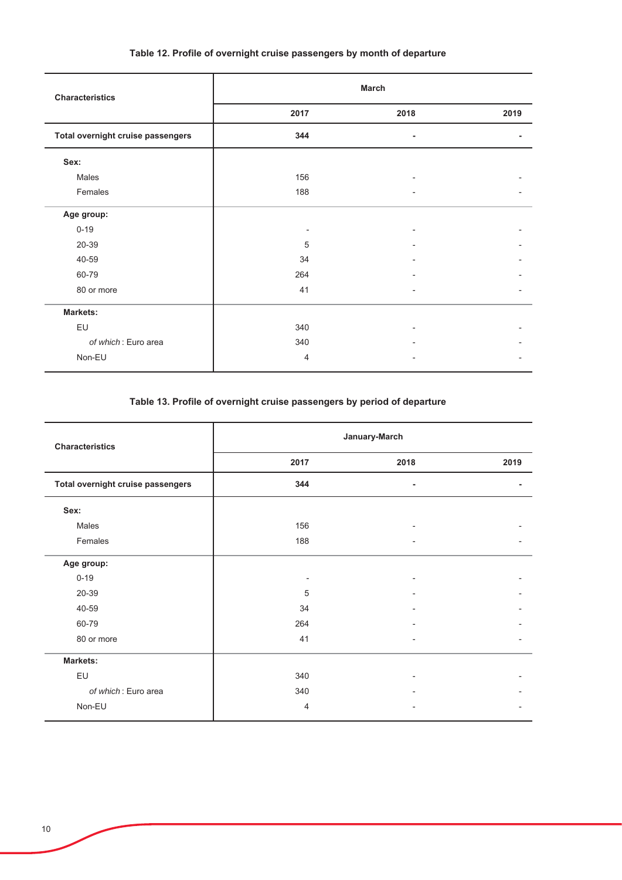### Table 12. Profile of overnight cruise passengers by month of departure

| Characteristics | March | | |
|---|---|---|---|
| | 2017 | 2018 | 2019 |
| **Total overnight cruise passengers** | **344** | **-** | **-** |
| **Sex:** | | | |
| Males | 156 | - | - |
| Females | 188 | - | - |
| **Age group:** | | | |
| 0-19 | - | - | - |
| 20-39 | 5 | - | - |
| 40-59 | 34 | - | - |
| 60-79 | 264 | - | - |
| 80 or more | 41 | - | - |
| **Markets:** | | | |
| EU | 340 | - | - |
| *of which* : Euro area | 340 | - | - |
| Non-EU | 4 | - | - |

### Table 13. Profile of overnight cruise passengers by period of departure

| Characteristics | January-March | | |
|---|---|---|---|
| | 2017 | 2018 | 2019 |
| **Total overnight cruise passengers** | **344** | **-** | **-** |
| **Sex:** | | | |
| Males | 156 | - | - |
| Females | 188 | - | - |
| **Age group:** | | | |
| 0-19 | - | - | - |
| 20-39 | 5 | - | - |
| 40-59 | 34 | - | - |
| 60-79 | 264 | - | - |
| 80 or more | 41 | - | - |
| **Markets:** | | | |
| EU | 340 | - | - |
| *of which* : Euro area | 340 | - | - |
| Non-EU | 4 | - | - |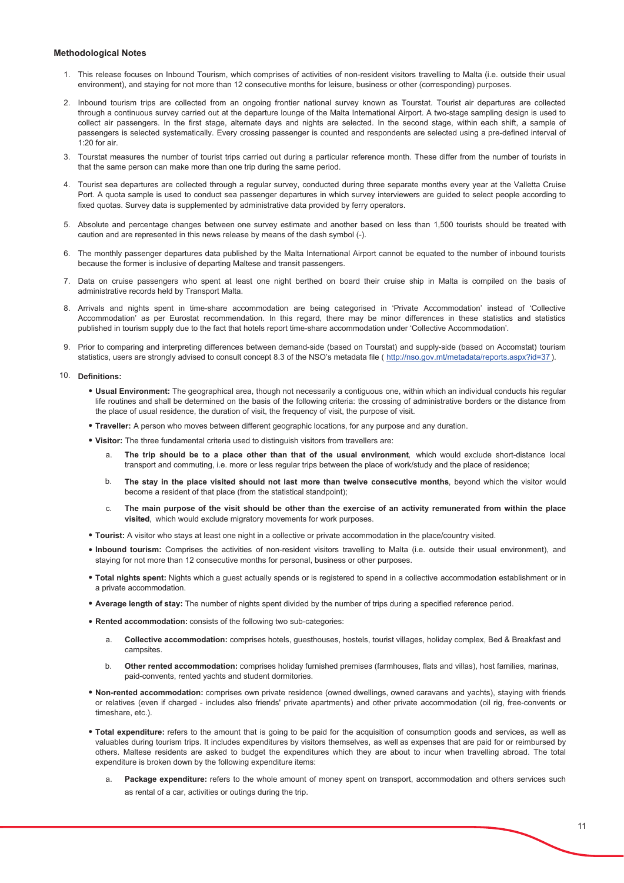**Methodological Notes**

1. This release focuses on Inbound Tourism, which comprises of activities of non-resident visitors travelling to Malta (i.e. outside their usual environment), and staying for not more than 12 consecutive months for leisure, business or other (corresponding) purposes.

2. Inbound tourism trips are collected from an ongoing frontier national survey known as Tourstat. Tourist air departures are collected through a continuous survey carried out at the departure lounge of the Malta International Airport. A two-stage sampling design is used to collect air passengers. In the first stage, alternate days and nights are selected. In the second stage, within each shift, a sample of passengers is selected systematically. Every crossing passenger is counted and respondents are selected using a pre-defined interval of 1:20 for air.

3. Tourstat measures the number of tourist trips carried out during a particular reference month. These differ from the number of tourists in that the same person can make more than one trip during the same period.

4. Tourist sea departures are collected through a regular survey, conducted during three separate months every year at the Valletta Cruise Port. A quota sample is used to conduct sea passenger departures in which survey interviewers are guided to select people according to fixed quotas. Survey data is supplemented by administrative data provided by ferry operators.

5. Absolute and percentage changes between one survey estimate and another based on less than 1,500 tourists should be treated with caution and are represented in this news release by means of the dash symbol (-).

6. The monthly passenger departures data published by the Malta International Airport cannot be equated to the number of inbound tourists because the former is inclusive of departing Maltese and transit passengers.

7. Data on cruise passengers who spent at least one night berthed on board their cruise ship in Malta is compiled on the basis of administrative records held by Transport Malta.

8. Arrivals and nights spent in time-share accommodation are being categorised in 'Private Accommodation' instead of 'Collective Accommodation' as per Eurostat recommendation. In this regard, there may be minor differences in these statistics and statistics published in tourism supply due to the fact that hotels report time-share accommodation under 'Collective Accommodation'.

9. Prior to comparing and interpreting differences between demand-side (based on Tourstat) and supply-side (based on Accomstat) tourism statistics, users are strongly advised to consult concept 8.3 of the NSO's metadata file ( http://nso.gov.mt/metadata/reports.aspx?id=37 ).

10. **Definitions:**

- **Usual Environment:** The geographical area, though not necessarily a contiguous one, within which an individual conducts his regular life routines and shall be determined on the basis of the following criteria: the crossing of administrative borders or the distance from the place of usual residence, the duration of visit, the frequency of visit, the purpose of visit.

- **Traveller:** A person who moves between different geographic locations, for any purpose and any duration.

- **Visitor:** The three fundamental criteria used to distinguish visitors from travellers are:

  a. **The trip should be to a place other than that of the usual environment**, which would exclude short-distance local transport and commuting, i.e. more or less regular trips between the place of work/study and the place of residence;

  b. **The stay in the place visited should not last more than twelve consecutive months**, beyond which the visitor would become a resident of that place (from the statistical standpoint);

  c. **The main purpose of the visit should be other than the exercise of an activity remunerated from within the place visited**, which would exclude migratory movements for work purposes.

- **Tourist:** A visitor who stays at least one night in a collective or private accommodation in the place/country visited.

- **Inbound tourism:** Comprises the activities of non-resident visitors travelling to Malta (i.e. outside their usual environment), and staying for not more than 12 consecutive months for personal, business or other purposes.

- **Total nights spent:** Nights which a guest actually spends or is registered to spend in a collective accommodation establishment or in a private accommodation.

- **Average length of stay:** The number of nights spent divided by the number of trips during a specified reference period.

- **Rented accommodation:** consists of the following two sub-categories:

  a. **Collective accommodation:** comprises hotels, guesthouses, hostels, tourist villages, holiday complex, Bed & Breakfast and campsites.

  b. **Other rented accommodation:** comprises holiday furnished premises (farmhouses, flats and villas), host families, marinas, paid-convents, rented yachts and student dormitories.

- **Non-rented accommodation:** comprises own private residence (owned dwellings, owned caravans and yachts), staying with friends or relatives (even if charged - includes also friends' private apartments) and other private accommodation (oil rig, free-convents or timeshare, etc.).

- **Total expenditure:** refers to the amount that is going to be paid for the acquisition of consumption goods and services, as well as valuables during tourism trips. It includes expenditures by visitors themselves, as well as expenses that are paid for or reimbursed by others. Maltese residents are asked to budget the expenditures which they are about to incur when travelling abroad. The total expenditure is broken down by the following expenditure items:

  a. **Package expenditure:** refers to the whole amount of money spent on transport, accommodation and others services such as rental of a car, activities or outings during the trip.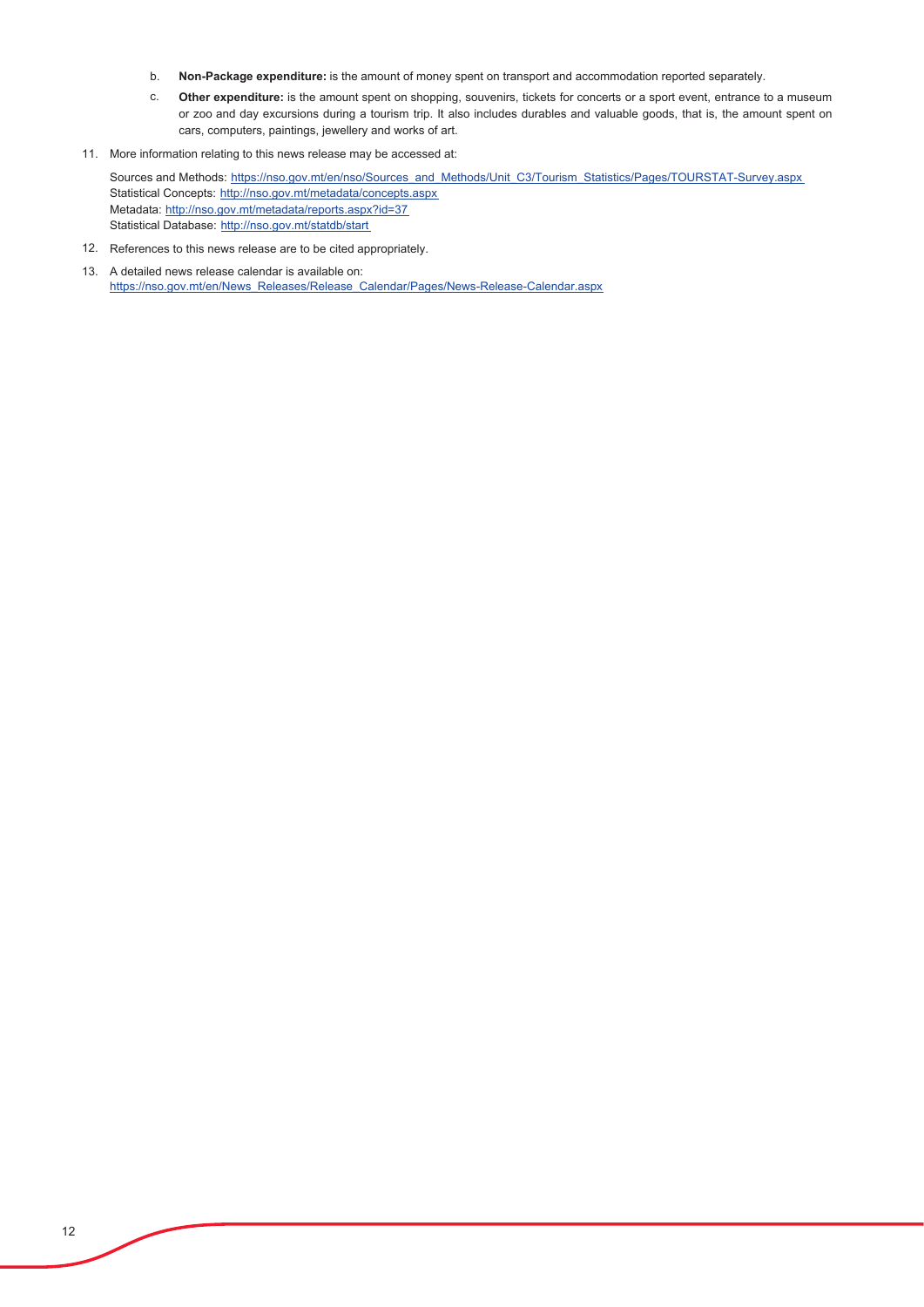b. **Non-Package expenditure:** is the amount of money spent on transport and accommodation reported separately.

c. **Other expenditure:** is the amount spent on shopping, souvenirs, tickets for concerts or a sport event, entrance to a museum or zoo and day excursions during a tourism trip. It also includes durables and valuable goods, that is, the amount spent on cars, computers, paintings, jewellery and works of art.

11. More information relating to this news release may be accessed at:

    Sources and Methods: https://nso.gov.mt/en/nso/Sources_and_Methods/Unit_C3/Tourism_Statistics/Pages/TOURSTAT-Survey.aspx
    Statistical Concepts: http://nso.gov.mt/metadata/concepts.aspx
    Metadata: http://nso.gov.mt/metadata/reports.aspx?id=37
    Statistical Database: http://nso.gov.mt/statdb/start

12. References to this news release are to be cited appropriately.

13. A detailed news release calendar is available on:
    https://nso.gov.mt/en/News_Releases/Release_Calendar/Pages/News-Release-Calendar.aspx